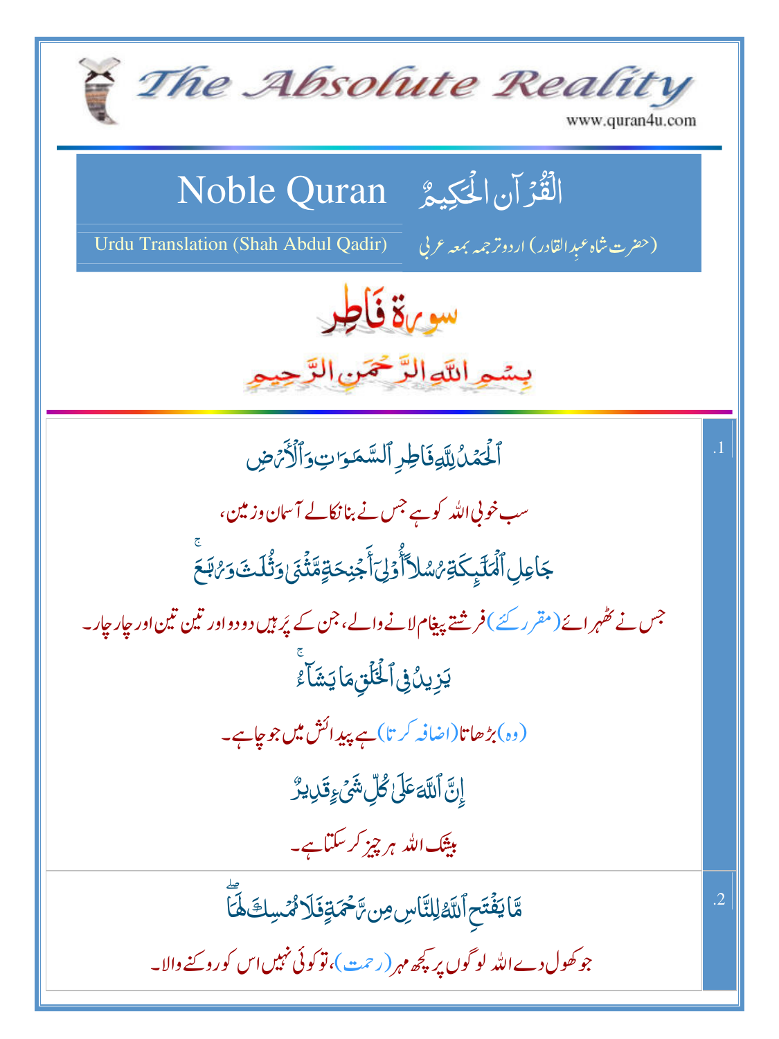# The Absolute Reality

www.quran4u.com

## Noble Quran الْقُرْآنُ الْحَكِيمُ

Urdu Translation (Shah Abdul Qadir) (حضرت شاہ عبدالقادر) اردو ترجمہ بمعہ عربی

## سورۃ فاطر

بِسْمِ اللّٰهِ الرَّحْمٰنِ الرَّحِيمِ

| | |
|---|---|
| .1 | ٱلۡحَمۡدُ لِلَّهِ فَاطِرِ ٱلسَّمَٰوَٰتِ وَٱلۡأَرۡضِ<br>سب خوبی اللہ کو ہے جس نے بنا نکالے آسمان وزمین،<br>جَاعِلِ ٱلۡمَلَٰٓئِكَةِ رُسُلًا أُوْلِيٓ أَجۡنِحَةٖ مَّثۡنَىٰ وَثُلَٰثَ وَرُبَٰعَۚ<br>جس نے ٹھہرائے (مقرر کئے) فرشتے پیغام لانے والے، جن کے پَر ہیں دو دو اور تین تین اور چار چار۔<br>يَزِيدُ فِي ٱلۡخَلۡقِ مَا يَشَآءُۚ<br>(وہ) بڑھاتا (اضافہ کرتا) ہے پیدائش میں جو چاہے۔<br>إِنَّ ٱللَّهَ عَلَىٰ كُلِّ شَيۡءٖ قَدِيرٞ<br>بیشک اللہ ہر چیز کر سکتا ہے۔ |
| .2 | مَّا يَفۡتَحِ ٱللَّهُ لِلنَّاسِ مِن رَّحۡمَةٖ فَلَا مُمۡسِكَ لَهَاۖ<br>جو کھول دے اللہ لوگوں پر کچھ مہر (رحمت)، تو کوئی نہیں اس کو روکنے والا۔ |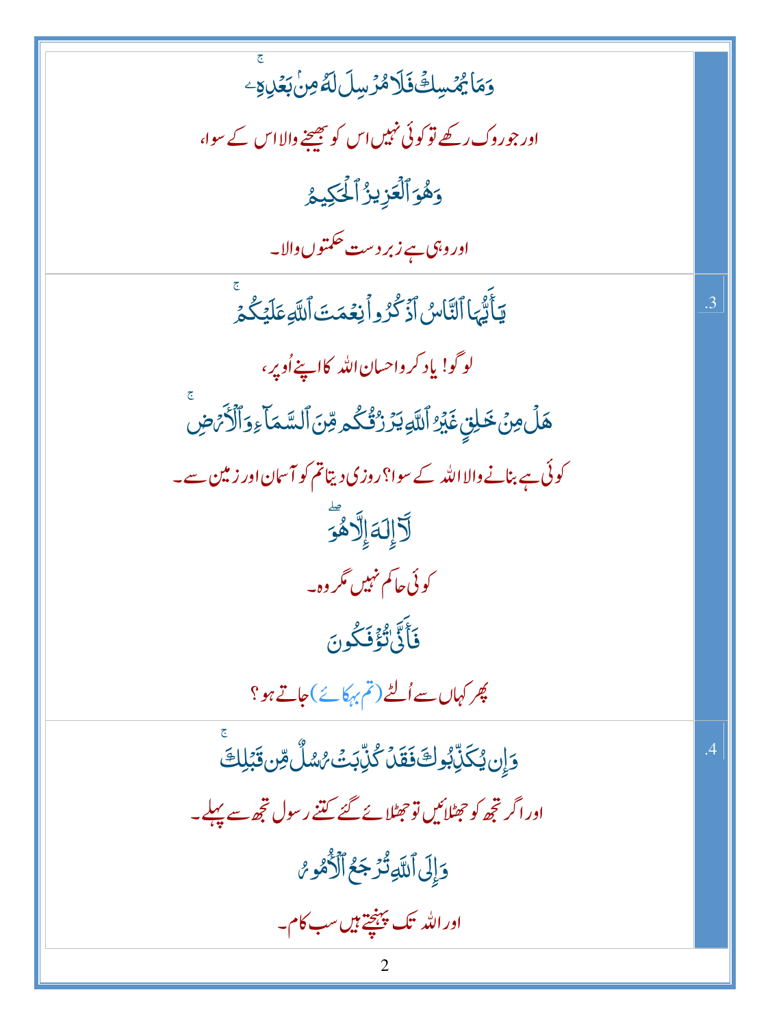| | |
|---|---|
| وَمَا يُمْسِكْ فَلَا مُرْسِلَ لَهُ مِنۢ بَعْدِهِۦ ۚ<br>اور جو روک رکھے تو کوئی نہیں اس کو بھیجنے والا اس کے سوا،<br>وَهُوَ ٱلْعَزِيزُ ٱلْحَكِيمُ<br>اور وہی ہے زبردست حکمتوں والا۔ | |
| يَـٰٓأَيُّهَا ٱلنَّاسُ ٱذْكُرُوا۟ نِعْمَتَ ٱللَّهِ عَلَيْكُمْ ۚ<br>لوگو! یاد کرو احسان اللہ کا اپنے اُوپر،<br>هَلْ مِنْ خَـٰلِقٍ غَيْرُ ٱللَّهِ يَرْزُقُكُم مِّنَ ٱلسَّمَآءِ وَٱلْأَرْضِ ۚ<br>کوئی ہے بنانے والا اللہ کے سوا؟ روزی دیتا تم کو آسمان اور زمین سے۔<br>لَآ إِلَـٰهَ إِلَّا هُوَ ۖ<br>کوئی حاکم نہیں مگر وہ۔<br>فَأَنَّىٰ تُؤْفَكُونَ<br>پھر کہاں سے اُلٹے (تم بہکائے) جاتے ہو؟ | .3 |
| وَإِن يُكَذِّبُوكَ فَقَدْ كُذِّبَتْ رُسُلٌ مِّن قَبْلِكَ ۚ<br>اور اگر تجھ کو جھٹلائیں تو جھٹلائے گئے کتنے رسول تجھ سے پہلے۔<br>وَإِلَى ٱللَّهِ تُرْجَعُ ٱلْأُمُورُ<br>اور اللہ تک پہنچتے ہیں سب کام۔ | .4 |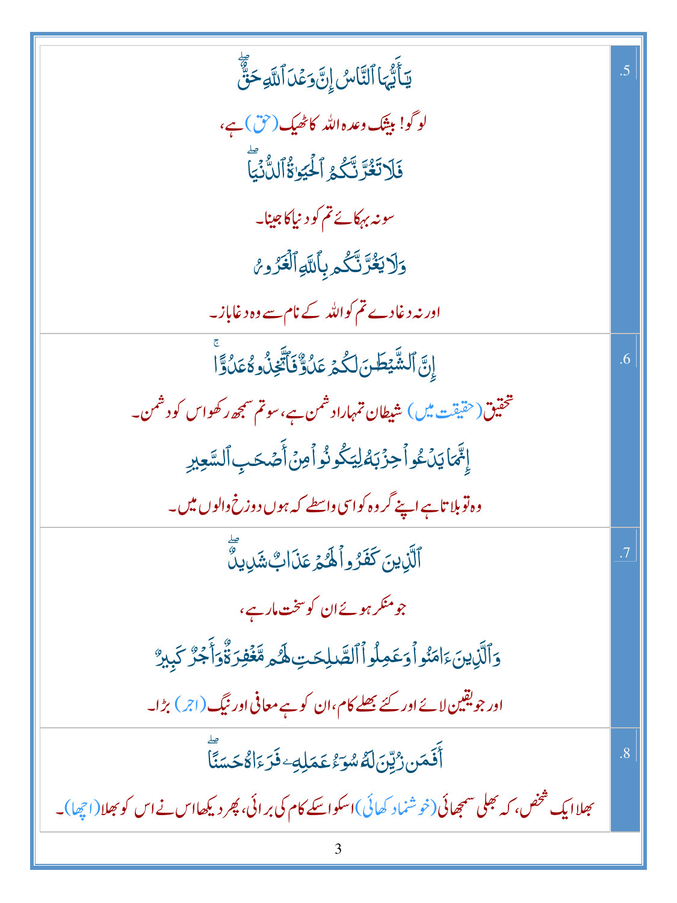| | |
|---|---|
| يَٰٓأَيُّهَا ٱلنَّاسُ إِنَّ وَعْدَ ٱللَّهِ حَقٌّ ۖ<br><br>لوگو! بیشک وعدہ اللہ کا ٹھیک (حق) ہے،<br><br>فَلَا تَغُرَّنَّكُمُ ٱلْحَيَوٰةُ ٱلدُّنْيَا ۖ<br><br>سو نہ بہکائے تم کو دنیا کا جینا۔<br><br>وَلَا يَغُرَّنَّكُم بِٱللَّهِ ٱلْغَرُورُ<br><br>اور نہ دغا دے تم کو اللہ کے نام سے وہ دغاباز۔ | .5 |
| إِنَّ ٱلشَّيْطَٰنَ لَكُمْ عَدُوٌّ فَٱتَّخِذُوهُ عَدُوًّا ۚ<br><br>تحقیق (حقیقت میں) شیطان تمہارا دشمن ہے، سو تم سمجھ رکھو اس کو دشمن۔<br><br>إِنَّمَا يَدْعُوا۟ حِزْبَهُۥ لِيَكُونُوا۟ مِنْ أَصْحَٰبِ ٱلسَّعِيرِ<br><br>وہ تو بلاتا ہے اپنے گروہ کو اسی واسطے کہ ہوں دوزخ والوں میں۔ | .6 |
| ٱلَّذِينَ كَفَرُوا۟ لَهُمْ عَذَابٌ شَدِيدٌ ۖ<br><br>جو منکر ہوئے ان کو سخت مار ہے،<br><br>وَٱلَّذِينَ ءَامَنُوا۟ وَعَمِلُوا۟ ٱلصَّٰلِحَٰتِ لَهُم مَّغْفِرَةٌ وَأَجْرٌ كَبِيرٌ<br><br>اور جو یقین لائے اور کئے بھلے کام، ان کو ہے معافی اور نیگ (اجر) بڑا۔ | .7 |
| أَفَمَن زُيِّنَ لَهُۥ سُوٓءُ عَمَلِهِۦ فَرَءَاهُ حَسَنًا ۖ<br><br>بھلا ایک شخص، کہ بھلی سمجھائی (خوشنما دکھائی) اسکو اسکے کام کی برائی، پھر دیکھا اس نے اس کو بھلا (اچھا)۔ | .8 |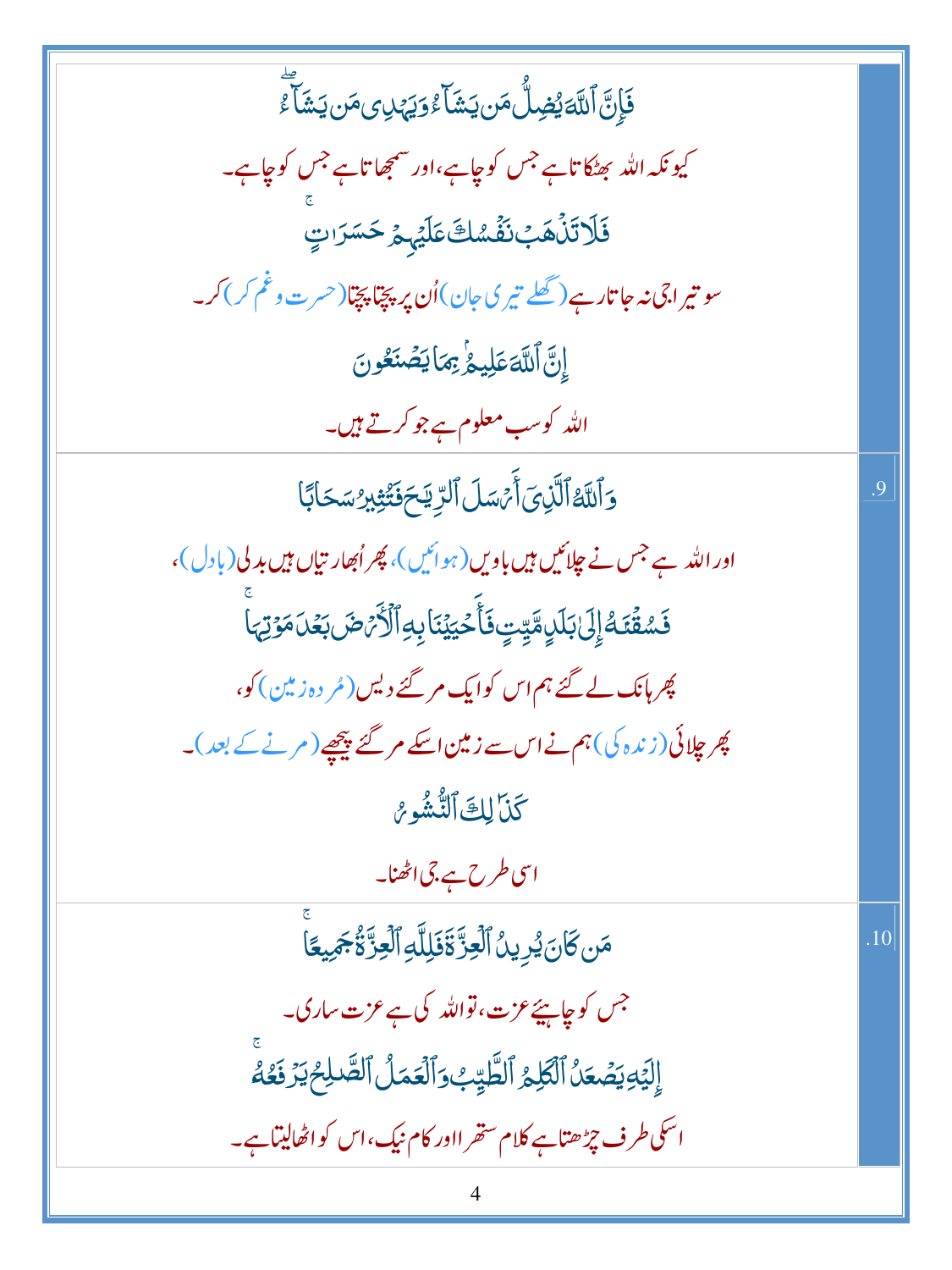| | |
|---|---|
| فَإِنَّ ٱللَّهَ يُضِلُّ مَن يَشَآءُ وَيَهۡدِي مَن يَشَآءُۖ<br><br>کیونکہ اللہ بھٹکاتا ہے جس کو چاہے، اور سمجھاتا ہے جس کو چاہے۔<br><br>فَلَا تَذۡهَبۡ نَفۡسُكَ عَلَيۡهِمۡ حَسَرَٰتٍۚ<br><br>سو تیرا جی نہ جاتا رہے (کھلے تیری جان) اُن پر پچتا پچتا (حسرت و غم کر) کر۔<br><br>إِنَّ ٱللَّهَ عَلِيمُۢ بِمَا يَصۡنَعُونَ<br><br>اللہ کو سب معلوم ہے جو کرتے ہیں۔ | |
| وَٱللَّهُ ٱلَّذِيٓ أَرۡسَلَ ٱلرِّيَٰحَ فَتُثِيرُ سَحَابٗا<br><br>اور اللہ ہے جس نے چلائیں ہیں باویں (ہوائیں)، پھر اُبھارتیاں ہیں بدلی (بادل)،<br><br>فَسُقۡنَٰهُ إِلَىٰ بَلَدٖ مَّيِّتٖ فَأَحۡيَيۡنَا بِهِ ٱلۡأَرۡضَ بَعۡدَ مَوۡتِهَاۚ<br><br>پھر ہانک لے گئے ہم اس کو ایک مر گئے دیس (مُردہ زمین) کو،<br><br>پھر جِلائی (زندہ کی) ہم نے اس سے زمین اسکے مر گئے پیچھے (مرنے کے بعد)۔<br><br>كَذَٰلِكَ ٱلنُّشُورُ<br><br>اسی طرح ہے جی اٹھنا۔ | .9 |
| مَن كَانَ يُرِيدُ ٱلۡعِزَّةَ فَلِلَّهِ ٱلۡعِزَّةُ جَمِيعًاۚ<br><br>جس کو چاہیئے عزت، تو اللہ کی ہے عزت ساری۔<br><br>إِلَيۡهِ يَصۡعَدُ ٱلۡكَلِمُ ٱلطَّيِّبُ وَٱلۡعَمَلُ ٱلصَّٰلِحُ يَرۡفَعُهُۥۚ<br><br>اسکی طرف چڑھتا ہے کلام ستھرا اور کام نیک، اس کو اٹھالیتا ہے۔ | .10 |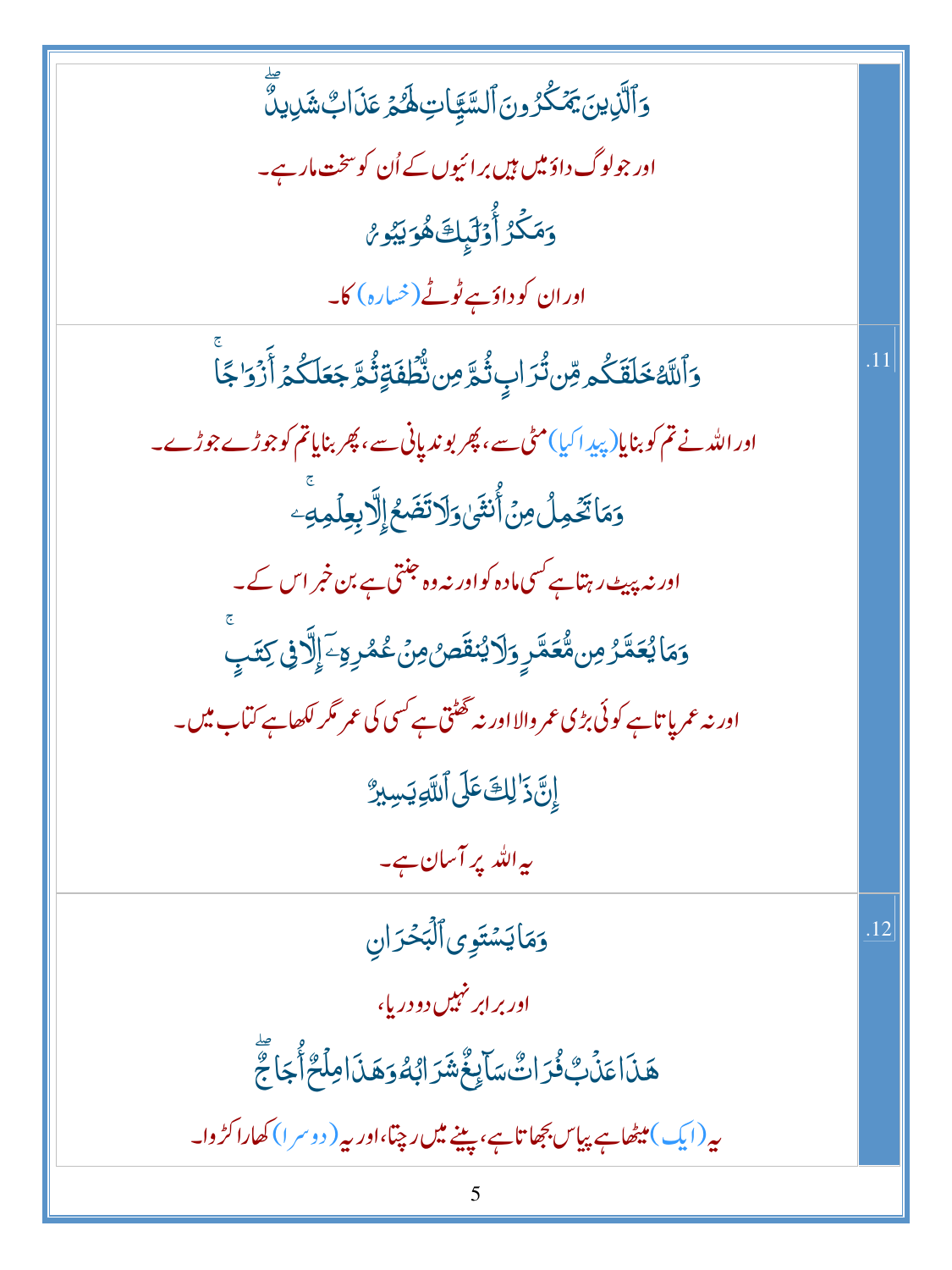| | |
|---|---|
| وَٱلَّذِينَ يَمْكُرُونَ ٱلسَّيِّـَٔاتِ لَهُمْ عَذَابٌ شَدِيدٌ ۖ<br><br>اور جو لوگ داؤمیں ہیں برائیوں کے اُن کو سخت مار ہے۔<br><br>وَمَكْرُ أُو۟لَـٰٓئِكَ هُوَ يَبُورُ<br><br>اور ان کو داؤ ہے ٹوٹے (خسارہ) کا۔ | |
| وَٱللَّهُ خَلَقَكُم مِّن تُرَابٍ ثُمَّ مِن نُّطْفَةٍ ثُمَّ جَعَلَكُمْ أَزْوَٰجًا ۚ<br><br>اور اللہ نے تم کو بنایا (پیدا کیا) مٹی سے، پھر بوند پانی سے، پھر بنایا تم کو جوڑے جوڑے۔<br><br>وَمَا تَحْمِلُ مِنْ أُنثَىٰ وَلَا تَضَعُ إِلَّا بِعِلْمِهِۦ ۚ<br><br>اور نہ پیٹ رہتا ہے کسی مادہ کو اور نہ وہ جنتی ہے بن خبر اس کے۔<br><br>وَمَا يُعَمَّرُ مِن مُّعَمَّرٍ وَلَا يُنقَصُ مِنْ عُمُرِهِۦٓ إِلَّا فِى كِتَـٰبٍ ۚ<br><br>اور نہ عمر پاتا ہے کوئی بڑی عمر والا اور نہ گھٹتی ہے کسی کی عمر مگر لکھا ہے کتاب میں۔<br><br>إِنَّ ذَٰلِكَ عَلَى ٱللَّهِ يَسِيرٌ<br><br>یہ اللہ پر آسان ہے۔ | .11 |
| وَمَا يَسْتَوِى ٱلْبَحْرَانِ<br><br>اور برابر نہیں دو دریا،<br><br>هَـٰذَا عَذْبٌ فُرَاتٌ سَآئِغٌ شَرَابُهُۥ وَهَـٰذَا مِلْحٌ أُجَاجٌ ۖ<br><br>یہ (ایک) میٹھا ہے پیاس بجھاتا ہے، پینے میں رچتا، اور یہ (دوسرا) کھارا کڑوا۔ | .12 |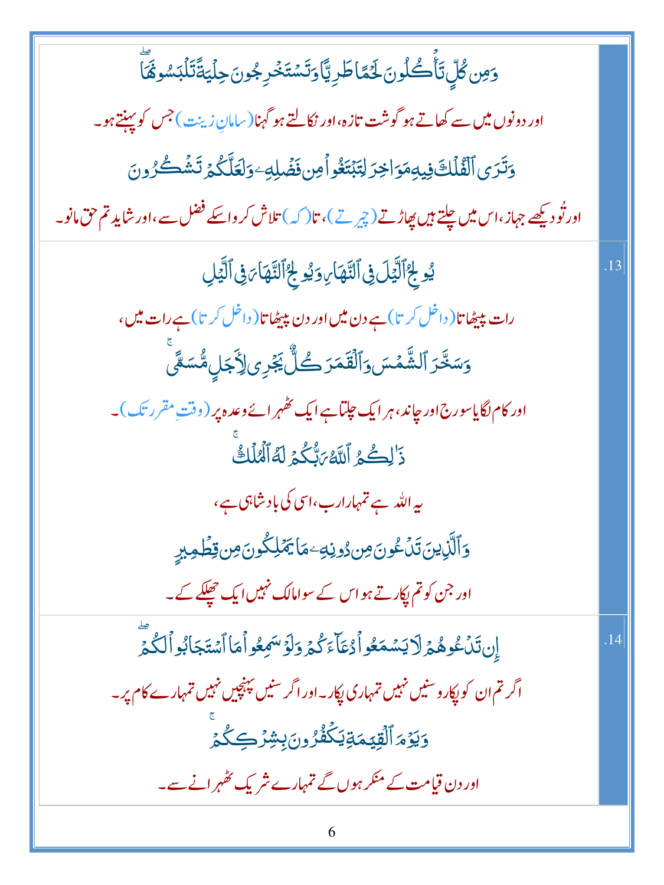وَمِن كُلٍّ تَأْكُلُونَ لَحْمًا طَرِيًّا وَتَسْتَخْرِجُونَ حِلْيَةً تَلْبَسُونَهَا

اور دونوں میں سے کھاتے ہو گوشت تازہ، اور نکالتے ہو گہنا (سامانِ زینت) جس کو پہنتے ہو۔

وَتَرَى الْفُلْكَ فِيهِ مَوَاخِرَ لِتَبْتَغُوا مِن فَضْلِهِ وَلَعَلَّكُمْ تَشْكُرُونَ

اور تُو دیکھے جہاز، اس میں چلتے ہیں پھاڑتے (چیرتے)، تا(کہ) تلاش کرو اسکے فضل سے، اور شاید تم حق مانو۔

.13

يُولِجُ اللَّيْلَ فِي النَّهَارِ وَيُولِجُ النَّهَارَ فِي اللَّيْلِ

رات پیٹھاتا (داخل کرتا) ہے دن میں اور دن پیٹھاتا (داخل کرتا) ہے رات میں،

وَسَخَّرَ الشَّمْسَ وَالْقَمَرَ كُلٌّ يَجْرِي لِأَجَلٍ مُّسَمًّى

اور کام لگایا سورج اور چاند، ہر ایک چلتا ہے ایک ٹھہرائے وعدہ پر (وقتِ مقرر تک)۔

ذَٰلِكُمُ اللَّهُ رَبُّكُمْ لَهُ الْمُلْكُ

یہ اللہ ہے تمہارا رب، اسی کی بادشاہی ہے،

وَالَّذِينَ تَدْعُونَ مِن دُونِهِ مَا يَمْلِكُونَ مِن قِطْمِيرٍ

اور جن کو تم پکارتے ہو اس کے سوا مالک نہیں ایک چھلکے کے۔

.14

إِن تَدْعُوهُمْ لَا يَسْمَعُوا دُعَاءَكُمْ وَلَوْ سَمِعُوا مَا اسْتَجَابُوا لَكُمْ

اگر تم ان کو پکارو سنیں نہیں تمہاری پکار۔ اور اگر سنیں پہنچیں نہیں تمہارے کام پر۔

وَيَوْمَ الْقِيَامَةِ يَكْفُرُونَ بِشِرْكِكُمْ

اور دن قیامت کے منکر ہوں گے تمہارے شریک ٹھہرانے سے۔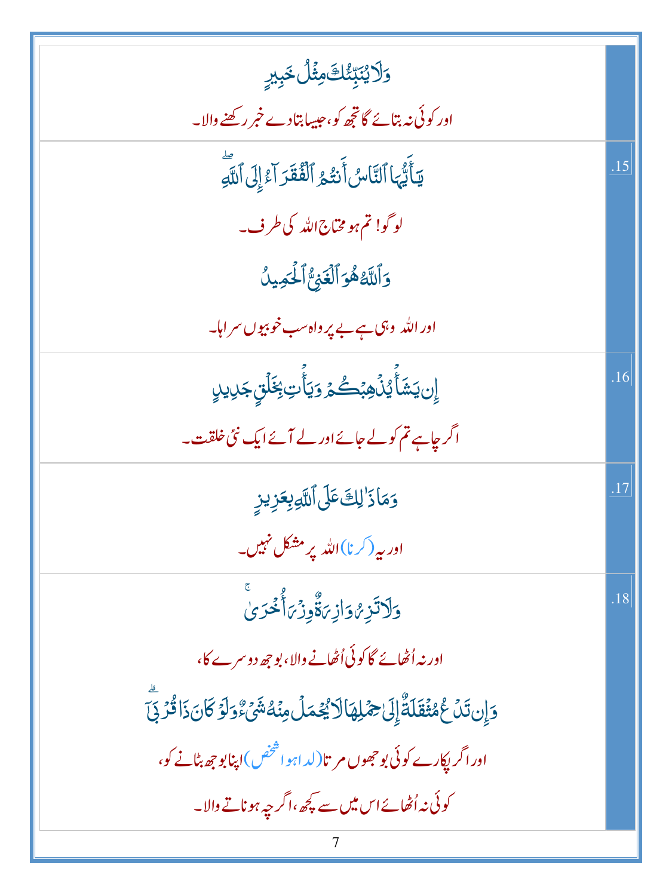| | |
|---|---|
| وَلَا يُنَبِّئُكَ مِثْلُ خَبِيرٍ<br>اور کوئی نہ بتائے گا تجھ کو، جیسا بتادے خبر رکھنے والا۔ | |
| يَا أَيُّهَا النَّاسُ أَنتُمُ الْفُقَرَاءُ إِلَى اللَّهِ ۖ<br>لوگو! تم ہو محتاج اللہ کی طرف۔<br>وَاللَّهُ هُوَ الْغَنِيُّ الْحَمِيدُ<br>اور اللہ وہی ہے بے پرواہ سب خوبیوں سراہا۔ | .15 |
| إِن يَشَأْ يُذْهِبْكُمْ وَيَأْتِ بِخَلْقٍ جَدِيدٍ<br>اگر چاہے تم کو لے جائے اور لے آئے ایک نئی خلقت۔ | .16 |
| وَمَا ذَٰلِكَ عَلَى اللَّهِ بِعَزِيزٍ<br>اور یہ (کرنا) اللہ پر مشکل نہیں۔ | .17 |
| وَلَا تَزِرُ وَازِرَةٌ وِزْرَ أُخْرَىٰ ۚ<br>اور نہ اُٹھائے گا کوئی اُٹھانے والا، بوجھ دوسرے کا،<br>وَإِن تَدْعُ مُثْقَلَةٌ إِلَىٰ حِمْلِهَا لَا يُحْمَلْ مِنْهُ شَيْءٌ وَلَوْ كَانَ ذَا قُرْبَىٰ ۗ<br>اور اگر پکارے کوئی بوجھوں مرتا(لداہوا شخص) اپنا بوجھ بٹانے کو،<br>کوئی نہ اُٹھائے اس میں سے کچھ، اگرچہ ہو ناتے والا۔ | .18 |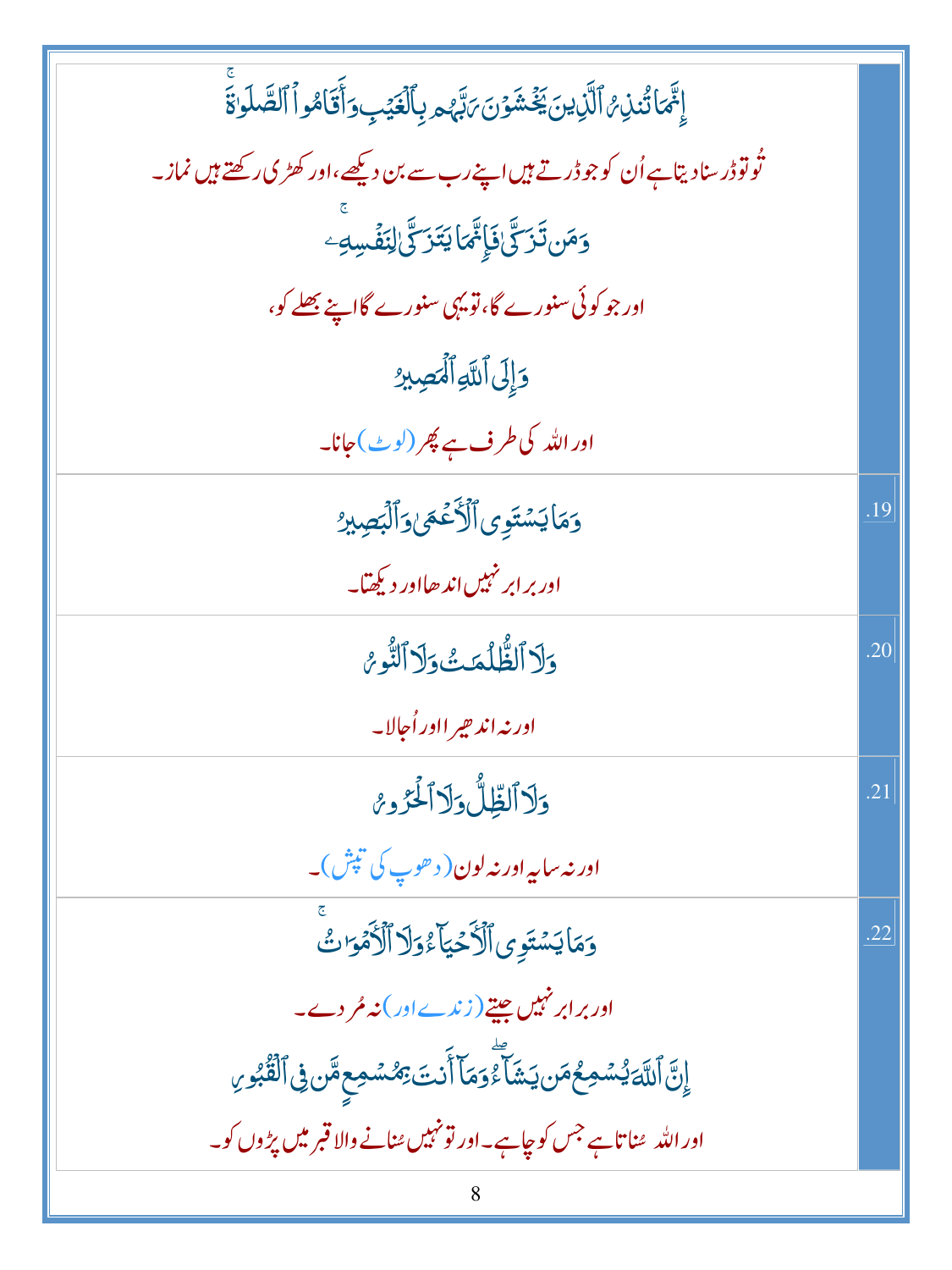| | |
|---|---|
| إِنَّمَا تُنذِرُ ٱلَّذِينَ يَخْشَوْنَ رَبَّهُم بِٱلْغَيْبِ وَأَقَامُوا۟ ٱلصَّلَوٰةَ ۚ<br>تُو تو ڈر سنا دیتا ہے اُن کو جو ڈرتے ہیں اپنے رب سے بن دیکھے، اور کھڑی رکھتے ہیں نماز۔<br>وَمَن تَزَكَّىٰ فَإِنَّمَا يَتَزَكَّىٰ لِنَفْسِهِۦ ۚ<br>اور جو کوئی سنورے گا، تو یہی سنورے گا اپنے بھلے کو،<br>وَإِلَى ٱللَّهِ ٱلْمَصِيرُ<br>اور اللہ کی طرف ہے پھر (لوٹ) جانا۔ | |
| وَمَا يَسْتَوِى ٱلْأَعْمَىٰ وَٱلْبَصِيرُ<br>اور برابر نہیں اندھا اور دیکھتا۔ | .19 |
| وَلَا ٱلظُّلُمَٰتُ وَلَا ٱلنُّورُ<br>اور نہ اندھیرا اور اُجالا۔ | .20 |
| وَلَا ٱلظِّلُّ وَلَا ٱلْحَرُورُ<br>اور نہ سایہ اور نہ لون (دھوپ کی تپش)۔ | .21 |
| وَمَا يَسْتَوِى ٱلْأَحْيَآءُ وَلَا ٱلْأَمْوَٰتُ ۚ<br>اور برابر نہیں جیتے (زندے اور) نہ مُردے۔<br>إِنَّ ٱللَّهَ يُسْمِعُ مَن يَشَآءُ ۖ وَمَآ أَنتَ بِمُسْمِعٍ مَّن فِى ٱلْقُبُورِ<br>اور اللہ سُناتا ہے جس کو چاہے۔ اور تو نہیں سُنانے والا قبر میں پڑوں کو۔ | .22 |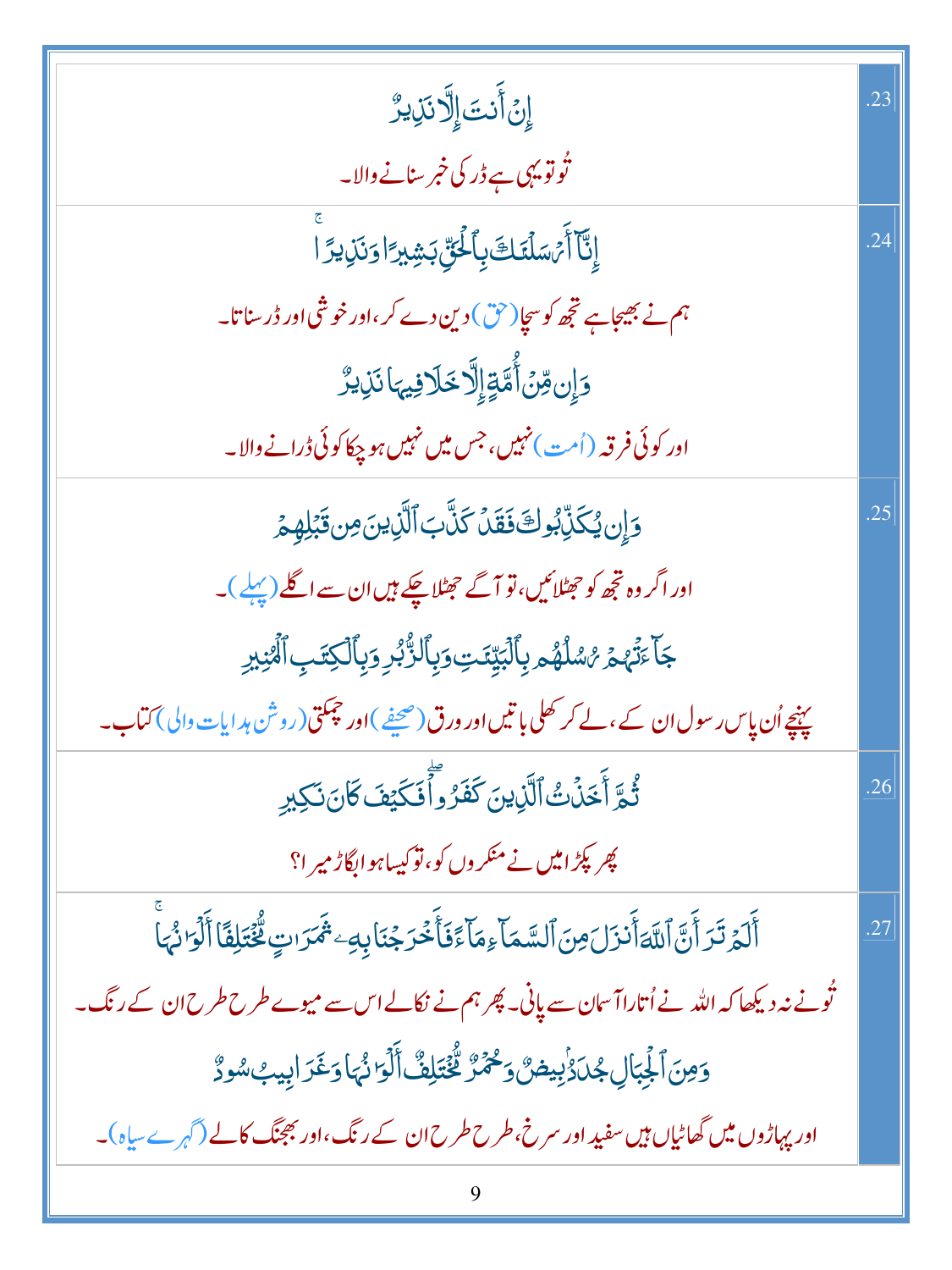| | |
|---|---|
| إِنۡ أَنتَ إِلَّا نَذِيرٌ<br><br>تُو تو یہی ہے ڈر کی خبر سنانے والا۔ | .23 |
| إِنَّآ أَرۡسَلۡنَٰكَ بِٱلۡحَقِّ بَشِيرًا وَنَذِيرًاۚ<br><br>ہم نے بھیجا ہے تجھ کو سچا (حق) دین دے کر، اور خوشی اور ڈر سناتا۔<br><br>وَإِن مِّنۡ أُمَّةٍ إِلَّا خَلَا فِيهَا نَذِيرٌ<br><br>اور کوئی فرقہ (اُمت) نہیں، جس میں نہیں ہو چکا کوئی ڈرانے والا۔ | .24 |
| وَإِن يُكَذِّبُوكَ فَقَدۡ كَذَّبَ ٱلَّذِينَ مِن قَبۡلِهِمۡ<br><br>اور اگر وہ تجھ کو جھٹلائیں، تو آگے جھٹلا چکے ہیں ان سے اگلے (پہلے)۔<br><br>جَآءَتۡهُمۡ رُسُلُهُم بِٱلۡبَيِّنَٰتِ وَبِٱلزُّبُرِ وَبِٱلۡكِتَٰبِ ٱلۡمُنِيرِ<br><br>پہنچے اُن پاس رسول ان کے، لے کر کھلی باتیں اور ورق (صحیفے) اور چمکتی (روشن ہدایات والی) کتاب۔ | .25 |
| ثُمَّ أَخَذۡتُ ٱلَّذِينَ كَفَرُواْۖ فَكَيۡفَ كَانَ نَكِيرِ<br><br>پھر پکڑا میں نے منکروں کو، تو کیسا ہوا بگاڑ میرا؟ | .26 |
| أَلَمۡ تَرَ أَنَّ ٱللَّهَ أَنزَلَ مِنَ ٱلسَّمَآءِ مَآءً فَأَخۡرَجۡنَا بِهِۦ ثَمَرَٰتٍ مُّخۡتَلِفًا أَلۡوَٰنُهَاۚ<br><br>تُو نے نہ دیکھا کہ اللہ نے اُتارا آسمان سے پانی۔ پھر ہم نے نکالے اس سے میوے طرح طرح ان کے رنگ۔<br><br>وَمِنَ ٱلۡجِبَالِ جُدَدُۢ بِيضٌ وَحُمۡرٌ مُّخۡتَلِفٌ أَلۡوَٰنُهَا وَغَرَابِيبُ سُودٌ<br><br>اور پہاڑوں میں گھاٹیاں ہیں سفید اور سرخ، طرح طرح ان کے رنگ، اور بھجنگ کالے (گہرے سیاہ)۔ | .27 |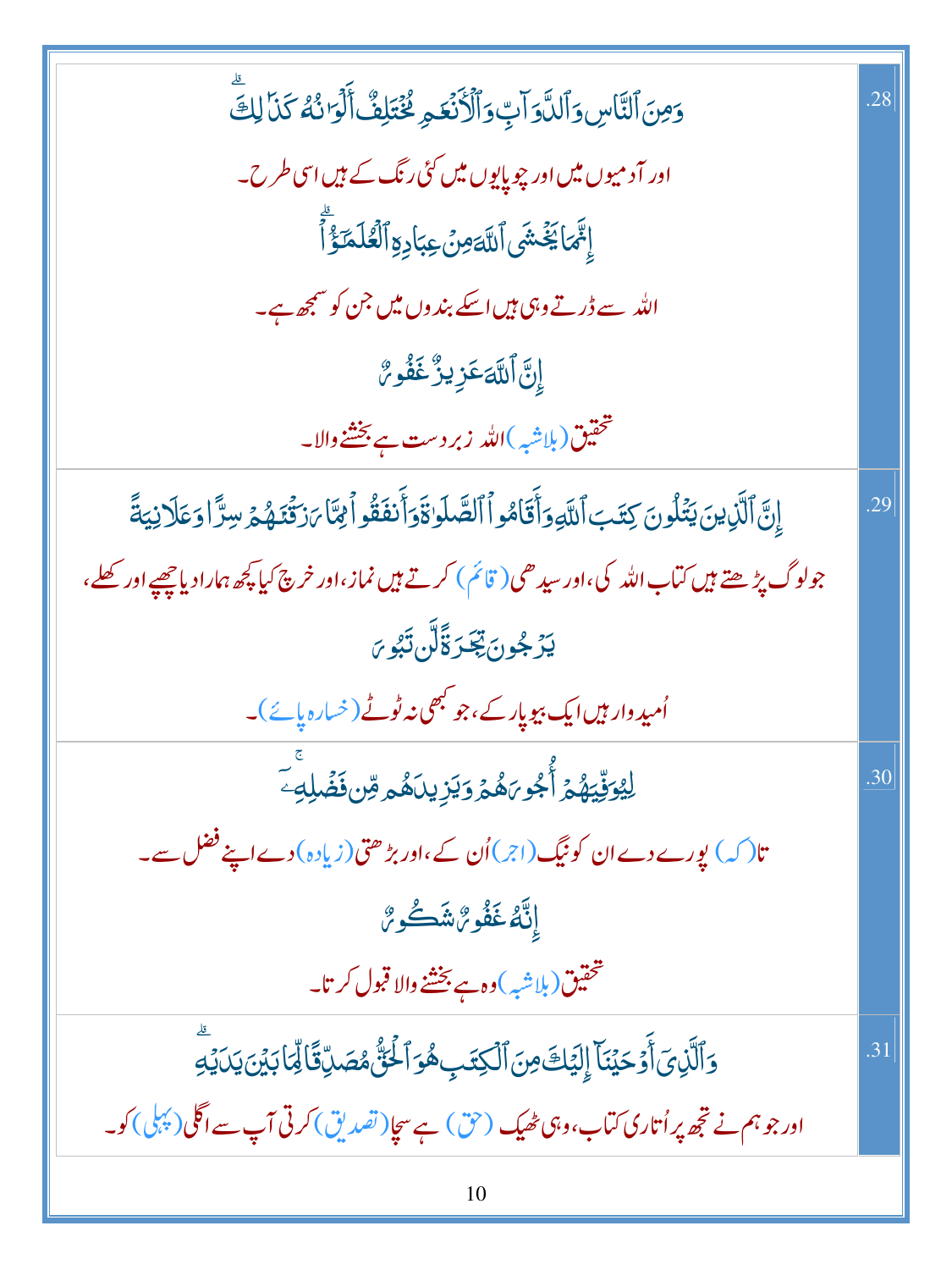| | |
|---|---|
| وَمِنَ ٱلنَّاسِ وَٱلدَّوَآبِّ وَٱلْأَنْعَـٰمِ مُخْتَلِفٌ أَلْوَٰنُهُۥ كَذَٰلِكَ ۗ<br>اور آدمیوں میں اور چوپایوں میں کئی رنگ کے ہیں اسی طرح۔<br>إِنَّمَا يَخْشَى ٱللَّهَ مِنْ عِبَادِهِ ٱلْعُلَمَـٰٓؤُا۟ ۗ<br>اللہ سے ڈرتے وہی ہیں اسکے بندوں میں جن کو سمجھ ہے۔<br>إِنَّ ٱللَّهَ عَزِيزٌ غَفُورٌ<br>تحقیق (بلاشبہ) اللہ زبردست ہے بخشنے والا۔ | .28 |
| إِنَّ ٱلَّذِينَ يَتْلُونَ كِتَـٰبَ ٱللَّهِ وَأَقَامُوا۟ ٱلصَّلَوٰةَ وَأَنفَقُوا۟ مِمَّا رَزَقْنَـٰهُمْ سِرًّا وَعَلَانِيَةً<br>جو لوگ پڑھتے ہیں کتاب اللہ کی، اور سیدھی (قائم) کرتے ہیں نماز، اور خرچ کیا کچھ ہمارا دیا چھپے اور کھلے،<br>يَرْجُونَ تِجَـٰرَةً لَّن تَبُورَ<br>اُمیدوار ہیں ایک بیوپار کے، جو کبھی نہ ٹوٹے (خسارہ پائے)۔ | .29 |
| لِيُوَفِّيَهُمْ أُجُورَهُمْ وَيَزِيدَهُم مِّن فَضْلِهِۦٓ ۚ<br>تا (کہ) پورے دے ان کو نیگ (اجر) اُن کے، اور بڑھتی (زیادہ) دے اپنے فضل سے۔<br>إِنَّهُۥ غَفُورٌ شَكُورٌ<br>تحقیق (بلاشبہ) وہ ہے بخشنے والا قبول کرتا۔ | .30 |
| وَٱلَّذِىٓ أَوْحَيْنَآ إِلَيْكَ مِنَ ٱلْكِتَـٰبِ هُوَ ٱلْحَقُّ مُصَدِّقًا لِّمَا بَيْنَ يَدَيْهِ ۗ<br>اور جو ہم نے تجھ پر اُتاری کتاب، وہی ٹھیک (حق) ہے سچا (تصدیق) کرتی آپ سے اگلی (پہلی) کو۔ | .31 |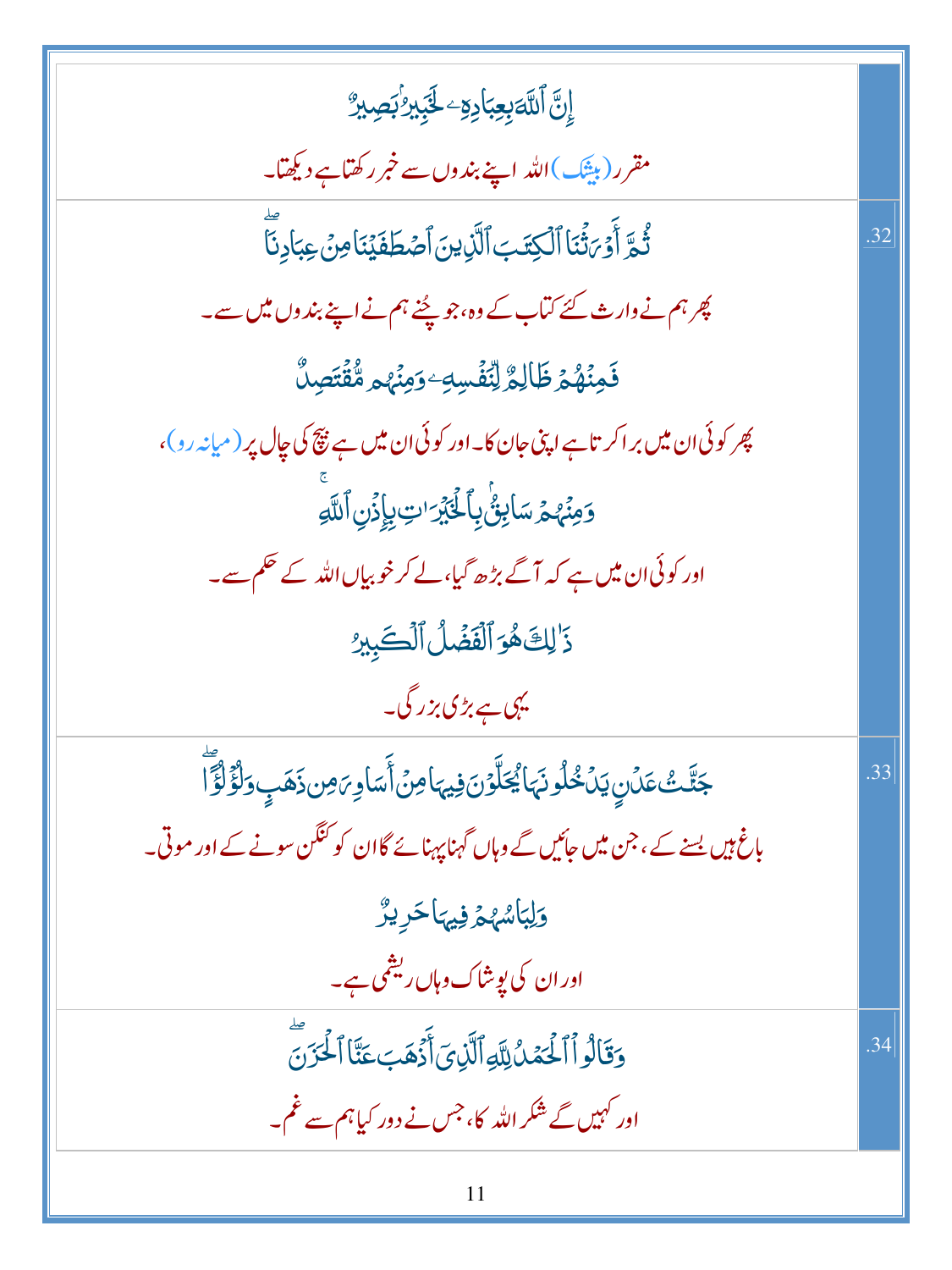| | |
|---|---|
| إِنَّ ٱللَّهَ بِعِبَادِهِۦ لَخَبِيرُۢ بَصِيرٌ<br><br>مقرر (بیشک) اللہ اپنے بندوں سے خبر رکھتا ہے دیکھتا۔ | |
| ثُمَّ أَوْرَثْنَا ٱلْكِتَٰبَ ٱلَّذِينَ ٱصْطَفَيْنَا مِنْ عِبَادِنَا ۖ<br><br>پھر ہم نے وارث کئے کتاب کے وہ، جو چُنے ہم نے اپنے بندوں میں سے۔<br><br>فَمِنْهُمْ ظَالِمٌ لِّنَفْسِهِۦ وَمِنْهُم مُّقْتَصِدٌ<br><br>پھر کوئی ان میں برا کرتا ہے اپنی جان کا۔ اور کوئی ان میں ہے بیچ کی چال پر (میانہ رو)،<br><br>وَمِنْهُمْ سَابِقٌۢ بِٱلْخَيْرَٰتِ بِإِذْنِ ٱللَّهِ ۚ<br><br>اور کوئی ان میں ہے کہ آگے بڑھ گیا، لے کر خوبیاں اللہ کے حکم سے۔<br><br>ذَٰلِكَ هُوَ ٱلْفَضْلُ ٱلْكَبِيرُ<br><br>یہی ہے بڑی بزرگی۔ | .32 |
| جَنَّٰتُ عَدْنٍ يَدْخُلُونَهَا يُحَلَّوْنَ فِيهَا مِنْ أَسَاوِرَ مِن ذَهَبٍ وَلُؤْلُؤًا ۖ<br><br>باغ ہیں بسنے کے، جن میں جائیں گے وہاں گہنا پہنائے گا ان کو کنگن سونے کے اور موتی۔<br><br>وَلِبَاسُهُمْ فِيهَا حَرِيرٌ<br><br>اور ان کی پوشاک وہاں ریشمی ہے۔ | .33 |
| وَقَالُوا۟ ٱلْحَمْدُ لِلَّهِ ٱلَّذِىٓ أَذْهَبَ عَنَّا ٱلْحَزَنَ ۖ<br><br>اور کہیں گے شکر اللہ کا، جس نے دور کیا ہم سے غم۔ | .34 |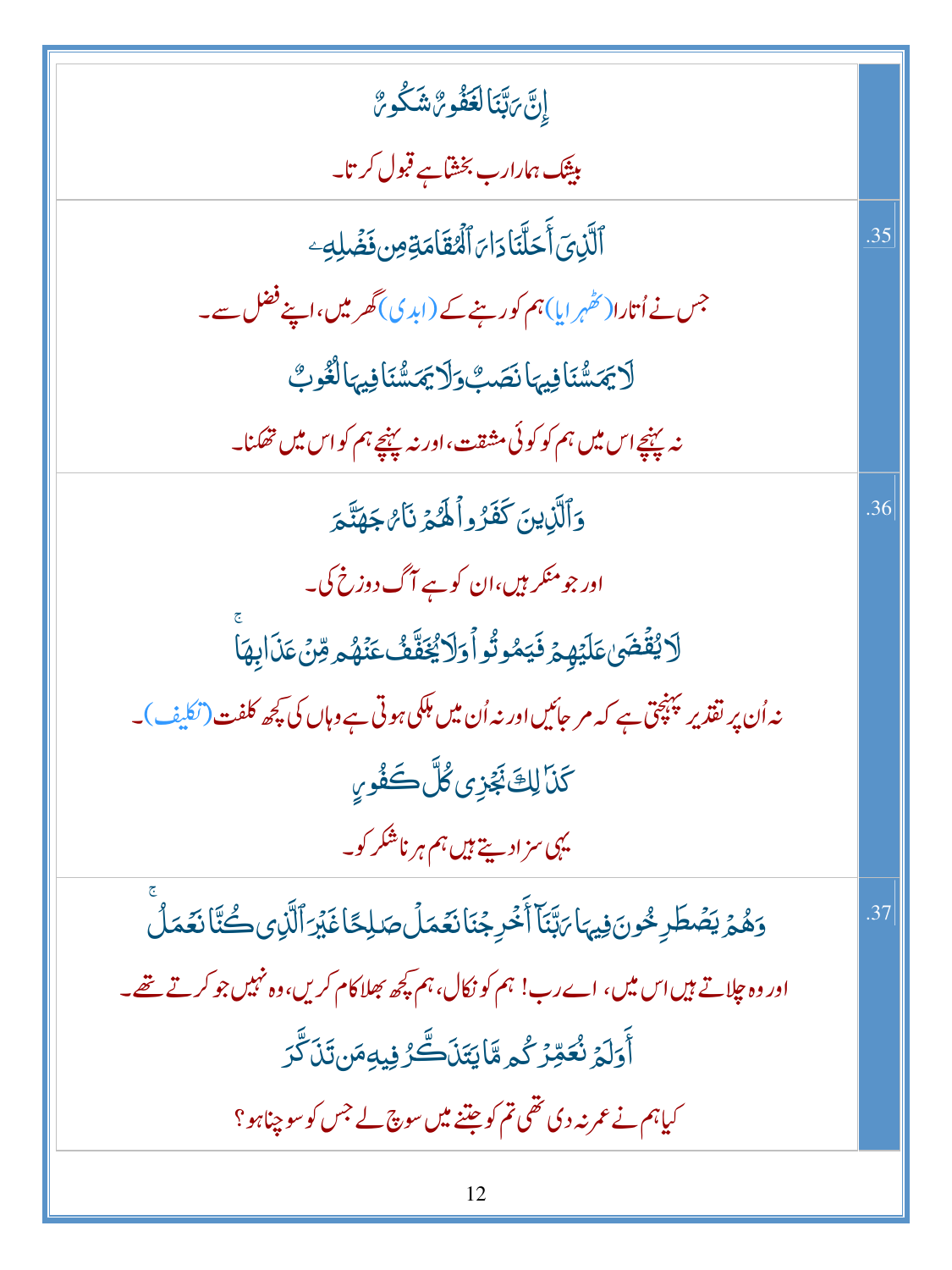| | |
|---|---|
| إِنَّ رَبَّنَا لَغَفُورٌ شَكُورٌ<br>بیشک ہمارا رب بخشا ہے قبول کرتا۔ | |
| ٱلَّذِىٓ أَحَلَّنَا دَارَ ٱلْمُقَامَةِ مِن فَضْلِهِۦ<br>جس نے اُتارا (ٹھہرایا) ہم کو رہنے کے (ابدی) گھر میں، اپنے فضل سے۔<br>لَا يَمَسُّنَا فِيهَا نَصَبٌ وَلَا يَمَسُّنَا فِيهَا لُغُوبٌ<br>نہ پہنچے اس میں ہم کو کوئی مشقت، اور نہ پہنچے ہم کو اس میں تھکنا۔ | .35 |
| وَٱلَّذِينَ كَفَرُوا۟ لَهُمْ نَارُ جَهَنَّمَ<br>اور جو منکر ہیں، ان کو ہے آگ دوزخ کی۔<br>لَا يُقْضَىٰ عَلَيْهِمْ فَيَمُوتُوا۟ وَلَا يُخَفَّفُ عَنْهُم مِّنْ عَذَابِهَا<br>نہ اُن پر تقدیر پہنچتی ہے کہ مر جائیں اور نہ اُن میں ہلکی ہوتی ہے وہاں کی کچھ کلفت (تکلیف)۔<br>كَذَٰلِكَ نَجْزِى كُلَّ كَفُورٍ<br>یہی سزا دیتے ہیں ہم ہر ناشکر کو۔ | .36 |
| وَهُمْ يَصْطَرِخُونَ فِيهَا رَبَّنَآ أَخْرِجْنَا نَعْمَلْ صَٰلِحًا غَيْرَ ٱلَّذِى كُنَّا نَعْمَلُ<br>اور وہ چلاتے ہیں اس میں، اے رب! ہم کو نکال، ہم کچھ بھلا کام کریں، وہ نہیں جو کرتے تھے۔<br>أَوَلَمْ نُعَمِّرْكُم مَّا يَتَذَكَّرُ فِيهِ مَن تَذَكَّرَ<br>کیا ہم نے عمر نہ دی تھی تم کو جتنے میں سوچ لے جس کو سوچنا ہو؟ | .37 |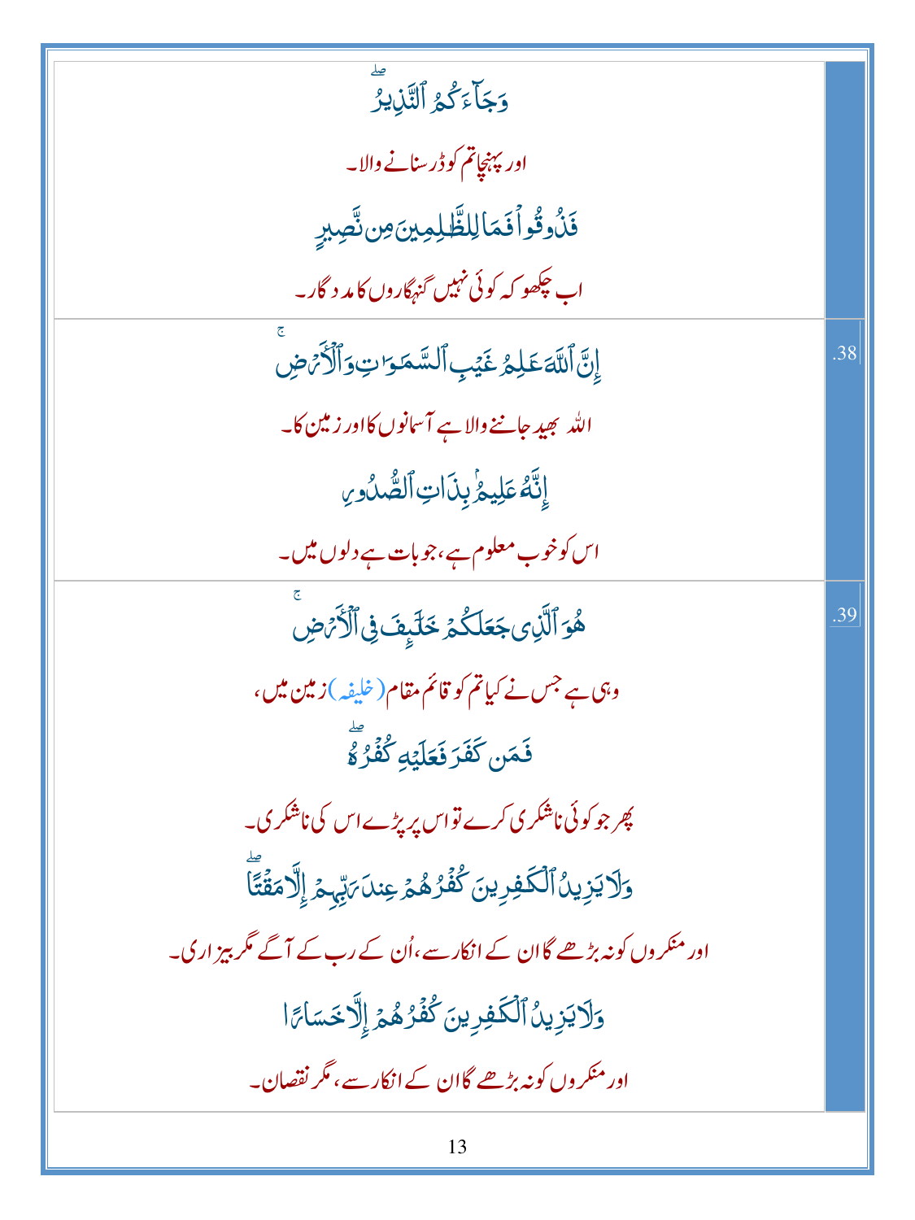| | |
|---|---|
| وَجَآءَكُمُ ٱلنَّذِيرُ ۖ<br><br>اور پہنچا تم کو ڈر سنانے والا۔<br><br>فَذُوقُوا۟ فَمَا لِلظَّٰلِمِينَ مِن نَّصِيرٍ<br><br>اب چکھو کہ کوئی نہیں گنہگاروں کا مدد گار۔ | |
| إِنَّ ٱللَّهَ عَٰلِمُ غَيْبِ ٱلسَّمَٰوَٰتِ وَٱلْأَرْضِ ۚ<br><br>اللہ بھید جاننے والا ہے آسمانوں کا اور زمین کا۔<br><br>إِنَّهُۥ عَلِيمٌۢ بِذَاتِ ٱلصُّدُورِ<br><br>اس کو خوب معلوم ہے، جو بات ہے دلوں میں۔ | .38 |
| هُوَ ٱلَّذِى جَعَلَكُمْ خَلَٰٓئِفَ فِى ٱلْأَرْضِ ۚ<br><br>وہی ہے جس نے کیا تم کو قائم مقام (خلیفہ) زمین میں،<br><br>فَمَن كَفَرَ فَعَلَيْهِ كُفْرُهُۥ ۖ<br><br>پھر جو کوئی ناشکری کرے تو اس پر پڑے اس کی ناشکری۔<br><br>وَلَا يَزِيدُ ٱلْكَٰفِرِينَ كُفْرُهُمْ عِندَ رَبِّهِمْ إِلَّا مَقْتًا ۖ<br><br>اور منکروں کو نہ بڑھے گا ان کے انکار سے، اُن کے رب کے آگے مگر بیزاری۔<br><br>وَلَا يَزِيدُ ٱلْكَٰفِرِينَ كُفْرُهُمْ إِلَّا خَسَارًا<br><br>اور منکروں کو نہ بڑھے گا ان کے انکار سے، مگر نقصان۔ | .39 |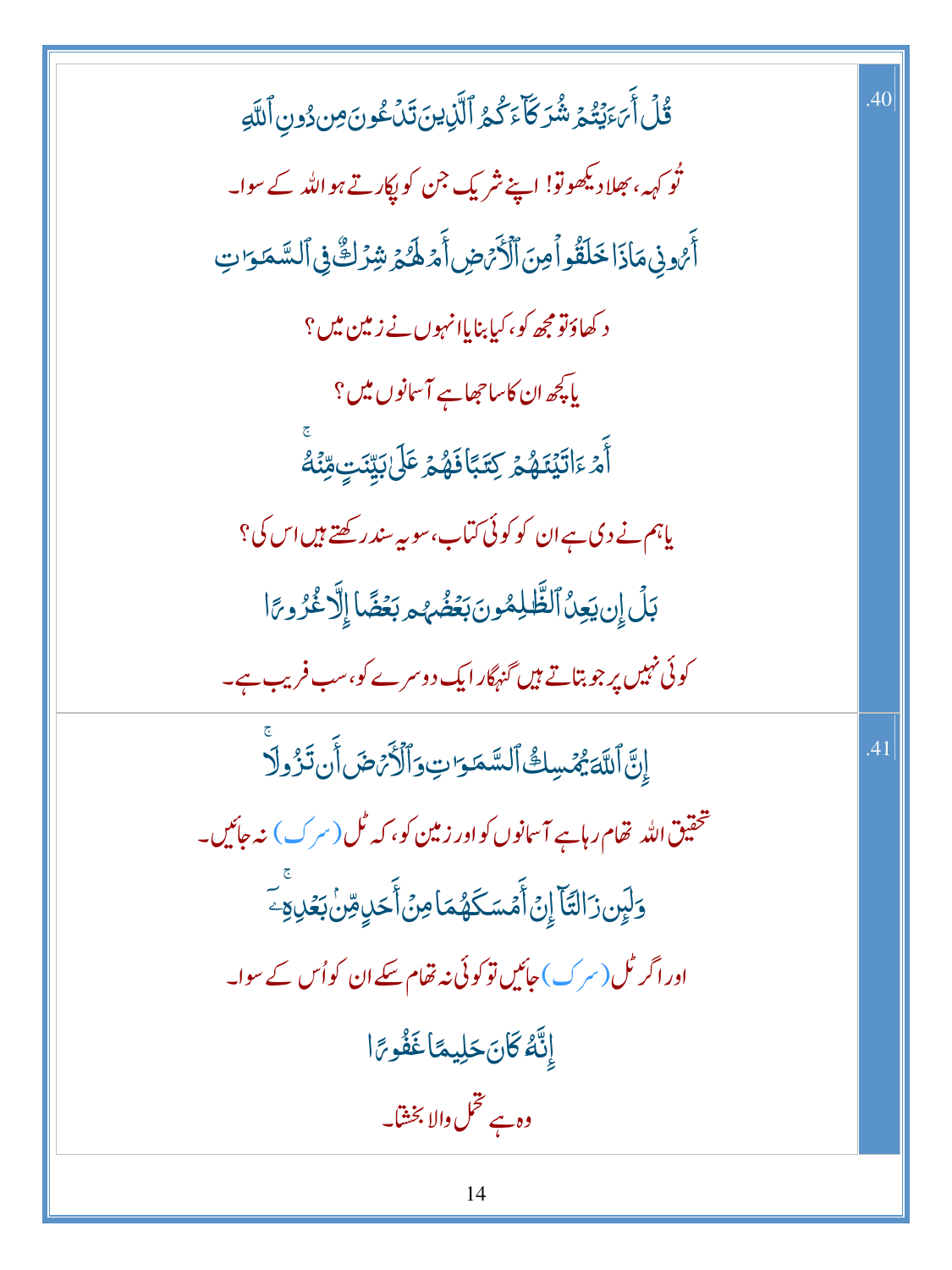| | .40 |
|---|---|
| قُلْ أَرَءَيْتُمْ شُرَكَآءَكُمُ ٱلَّذِينَ تَدْعُونَ مِن دُونِ ٱللَّهِ | |
| تُو کہہ، بھلا دیکھو تو! اپنے شریک جن کو پکارتے ہو اللہ کے سوا۔ | |
| أَرُونِى مَاذَا خَلَقُوا۟ مِنَ ٱلْأَرْضِ أَمْ لَهُمْ شِرْكٌ فِى ٱلسَّمَٰوَٰتِ | |
| دکھاؤ تو مجھ کو، کیا بنایا انہوں نے زمین میں؟ | |
| یا کچھ ان کا ساجھا ہے آسمانوں میں؟ | |
| أَمْ ءَاتَيْنَٰهُمْ كِتَٰبًا فَهُمْ عَلَىٰ بَيِّنَتٍ مِّنْهُ ۚ | |
| یا ہم نے دی ہے ان کو کوئی کتاب، سو یہ سند رکھتے ہیں اس کی؟ | |
| بَلْ إِن يَعِدُ ٱلظَّٰلِمُونَ بَعْضُهُم بَعْضًا إِلَّا غُرُورًا | |
| کوئی نہیں پر جو بتاتے ہیں گنہگار ایک دوسرے کو، سب فریب ہے۔ | |
| | .41 |
| إِنَّ ٱللَّهَ يُمْسِكُ ٱلسَّمَٰوَٰتِ وَٱلْأَرْضَ أَن تَزُولَا ۚ | |
| تحقیق اللہ تھام رہا ہے آسمانوں کو اور زمین کو، کہ ٹل (سرک) نہ جائیں۔ | |
| وَلَئِن زَالَتَآ إِنْ أَمْسَكَهُمَا مِنْ أَحَدٍ مِّنۢ بَعْدِهِۦٓ ۚ | |
| اور اگر ٹل (سرک) جائیں تو کوئی نہ تھام سکے ان کو اُس کے سوا۔ | |
| إِنَّهُۥ كَانَ حَلِيمًا غَفُورًا | |
| وہ ہے تحمل والا بخشتا۔ | |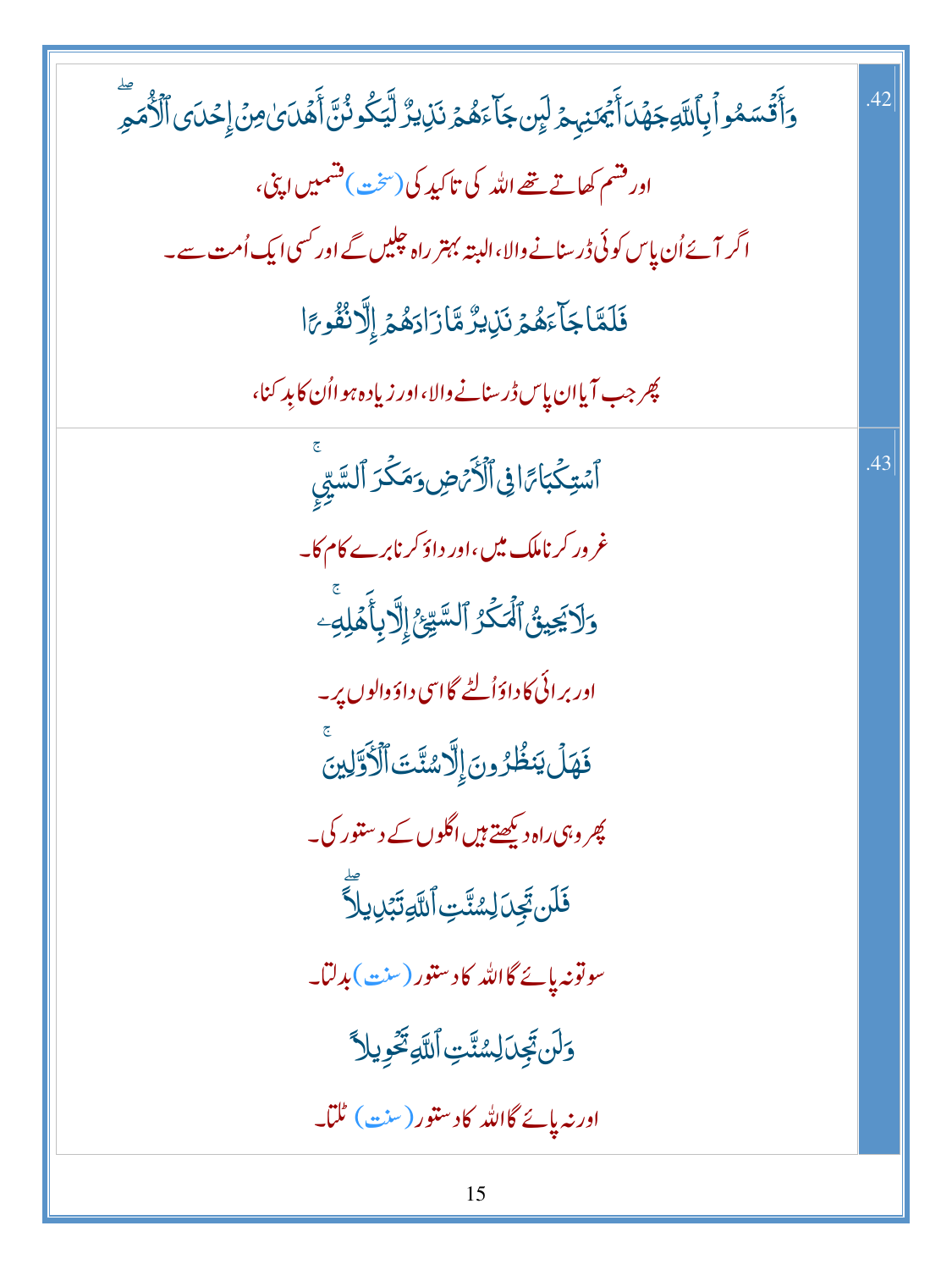| | |
|---|---|
| وَأَقْسَمُوا۟ بِٱللَّهِ جَهْدَ أَيْمَٰنِهِمْ لَئِن جَآءَهُمْ نَذِيرٌ لَّيَكُونُنَّ أَهْدَىٰ مِنْ إِحْدَى ٱلْأُمَمِ ۖ<br><br>اور قسم کھاتے تھے اللہ کی تاکید کی (سخت) قسمیں اپنی،<br><br>اگر آئے اُن پاس کوئی ڈر سنانے والا، البتہ بہتر راہ چلیں گے اور کسی ایک اُمت سے۔<br><br>فَلَمَّا جَآءَهُمْ نَذِيرٌ مَّا زَادَهُمْ إِلَّا نُفُورًا<br><br>پھر جب آیا ان پاس ڈر سنانے والا، اور زیادہ ہوا اُن کا بِدکنا، | .42 |
| ٱسْتِكْبَارًا فِى ٱلْأَرْضِ وَمَكْرَ ٱلسَّيِّئِ ۚ<br><br>غرور کرنا ملک میں، اور داؤ کرنا برے کام کا۔<br><br>وَلَا يَحِيقُ ٱلْمَكْرُ ٱلسَّيِّئُ إِلَّا بِأَهْلِهِۦ ۚ<br><br>اور برائی کا داؤ اُلٹے گا اسی داؤ والوں پر۔<br><br>فَهَلْ يَنظُرُونَ إِلَّا سُنَّتَ ٱلْأَوَّلِينَ ۚ<br><br>پھر وہی راہ دیکھتے ہیں اگلوں کے دستور کی۔<br><br>فَلَن تَجِدَ لِسُنَّتِ ٱللَّهِ تَبْدِيلًا ۖ<br><br>سو تو نہ پائے گا اللہ کا دستور (سنت) بدلتا۔<br><br>وَلَن تَجِدَ لِسُنَّتِ ٱللَّهِ تَحْوِيلًا<br><br>اور نہ پائے گا اللہ کا دستور (سنت) ٹلتا۔ | .43 |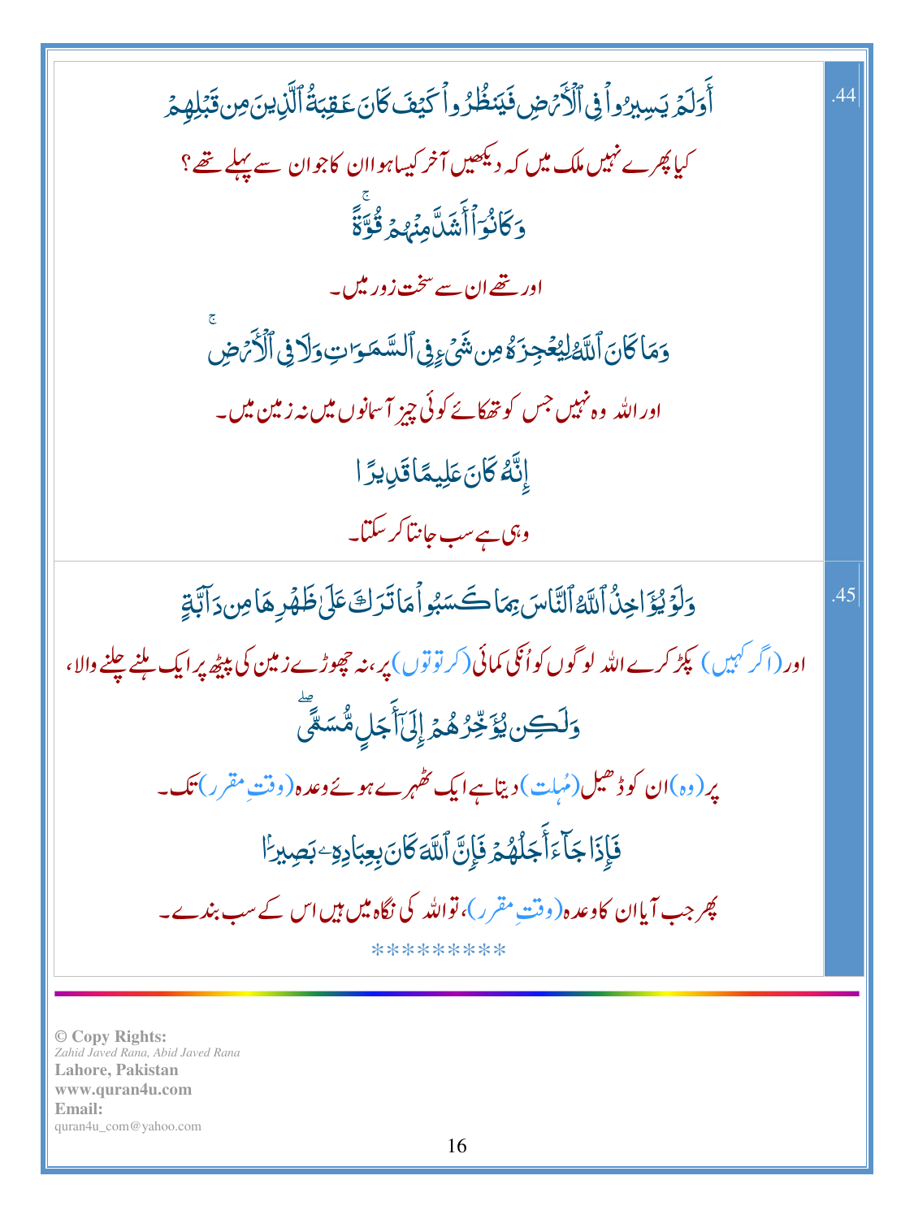.44

أَوَلَمْ يَسِيرُوا فِي الْأَرْضِ فَيَنظُرُوا كَيْفَ كَانَ عَاقِبَةُ الَّذِينَ مِن قَبْلِهِمْ

کیا پھرے نہیں ملک میں کہ دیکھیں آخر کیسا ہوا ان کا جو ان سے پہلے تھے؟

وَكَانُوا أَشَدَّ مِنْهُمْ قُوَّةً

اور تھے ان سے سخت زور میں۔

وَمَا كَانَ اللَّهُ لِيُعْجِزَهُ مِن شَيْءٍ فِي السَّمَاوَاتِ وَلَا فِي الْأَرْضِ

اور اللہ وہ نہیں جس کو تھکائے کوئی چیز آسمانوں میں نہ زمین میں۔

إِنَّهُ كَانَ عَلِيمًا قَدِيرًا

وہی ہے سب جانتا کر سکتا۔

.45

وَلَوْ يُؤَاخِذُ اللَّهُ النَّاسَ بِمَا كَسَبُوا مَا تَرَكَ عَلَىٰ ظَهْرِهَا مِن دَابَّةٍ

اور (اگر کہیں) پکڑ کرے اللہ لوگوں کو اُنکی کمائی (کرتوتوں) پر، نہ چھوڑے زمین کی پیٹھ پر ایک ہلنے چلنے والا،

وَلَٰكِن يُؤَخِّرُهُمْ إِلَىٰ أَجَلٍ مُّسَمًّى

پر (وہ) ان کو ڈھیل (مُہلت) دیتا ہے ایک ٹھہرے ہوئے وعدہ (وقتِ مقرر) تک۔

فَإِذَا جَاءَ أَجَلُهُمْ فَإِنَّ اللَّهَ كَانَ بِعِبَادِهِ بَصِيرًا

پھر جب آیا ان کا وعدہ (وقتِ مقرر)، تو اللہ کی نگاہ میں ہیں اس کے سب بندے۔

*********

© Copy Rights:
*Zahid Javed Rana, Abid Javed Rana*
**Lahore, Pakistan**
**www.quran4u.com**
**Email:**
quran4u_com@yahoo.com